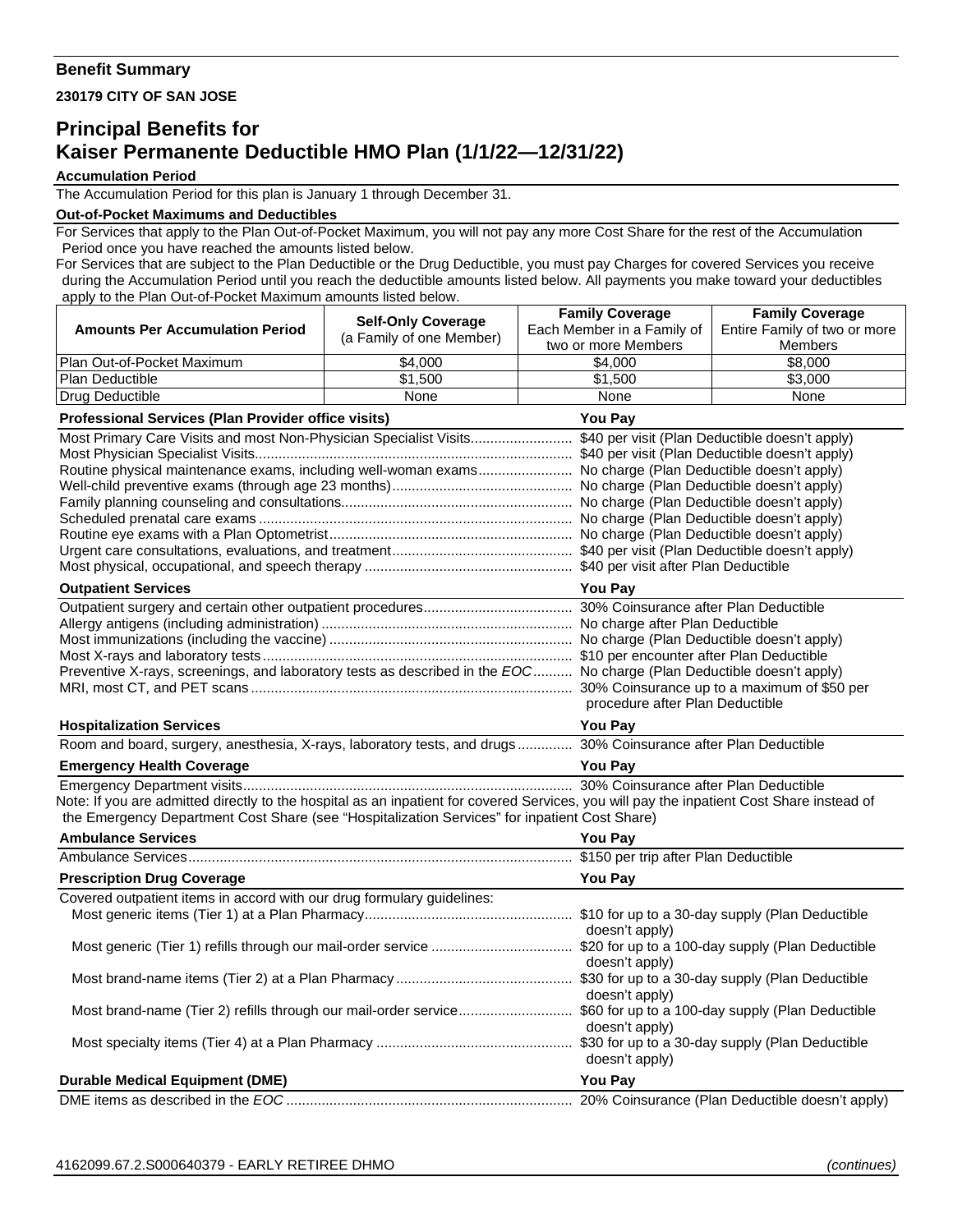## Benefit Summary

**230179 CITY OF SAN JOSE**

# Principal Benefits for Kaiser Permanente Deductible HMO Plan (1/1/22—12/31/22)

**Accumulation Period**

The Accumulation Period for this plan is January 1 through December 31.

**Out-of-Pocket Maximums and Deductibles**

For Services that apply to the Plan Out-of-Pocket Maximum, you will not pay any more Cost Share for the rest of the Accumulation Period once you have reached the amounts listed below.

For Services that are subject to the Plan Deductible or the Drug Deductible, you must pay Charges for covered Services you receive during the Accumulation Period until you reach the deductible amounts listed below. All payments you make toward your deductibles apply to the Plan Out-of-Pocket Maximum amounts listed below.

| Amounts Per Accumulation Period | Self-Only Coverage (a Family of one Member) | Family Coverage Each Member in a Family of two or more Members | Family Coverage Entire Family of two or more Members |
|---|---|---|---|
| Plan Out-of-Pocket Maximum | $4,000 | $4,000 | $8,000 |
| Plan Deductible | $1,500 | $1,500 | $3,000 |
| Drug Deductible | None | None | None |

| Professional Services (Plan Provider office visits) | You Pay |
|---|---|
| Most Primary Care Visits and most Non-Physician Specialist Visits | $40 per visit (Plan Deductible doesn't apply) |
| Most Physician Specialist Visits | $40 per visit (Plan Deductible doesn't apply) |
| Routine physical maintenance exams, including well-woman exams | No charge (Plan Deductible doesn't apply) |
| Well-child preventive exams (through age 23 months) | No charge (Plan Deductible doesn't apply) |
| Family planning counseling and consultations | No charge (Plan Deductible doesn't apply) |
| Scheduled prenatal care exams | No charge (Plan Deductible doesn't apply) |
| Routine eye exams with a Plan Optometrist | No charge (Plan Deductible doesn't apply) |
| Urgent care consultations, evaluations, and treatment | $40 per visit (Plan Deductible doesn't apply) |
| Most physical, occupational, and speech therapy | $40 per visit after Plan Deductible |

| Outpatient Services | You Pay |
|---|---|
| Outpatient surgery and certain other outpatient procedures | 30% Coinsurance after Plan Deductible |
| Allergy antigens (including administration) | No charge after Plan Deductible |
| Most immunizations (including the vaccine) | No charge (Plan Deductible doesn't apply) |
| Most X-rays and laboratory tests | $10 per encounter after Plan Deductible |
| Preventive X-rays, screenings, and laboratory tests as described in the *EOC* | No charge (Plan Deductible doesn't apply) |
| MRI, most CT, and PET scans | 30% Coinsurance up to a maximum of $50 per procedure after Plan Deductible |

| Hospitalization Services | You Pay |
|---|---|
| Room and board, surgery, anesthesia, X-rays, laboratory tests, and drugs | 30% Coinsurance after Plan Deductible |

| Emergency Health Coverage | You Pay |
|---|---|
| Emergency Department visits | 30% Coinsurance after Plan Deductible |

Note: If you are admitted directly to the hospital as an inpatient for covered Services, you will pay the inpatient Cost Share instead of the Emergency Department Cost Share (see "Hospitalization Services" for inpatient Cost Share)

| Ambulance Services | You Pay |
|---|---|
| Ambulance Services | $150 per trip after Plan Deductible |

| Prescription Drug Coverage | You Pay |
|---|---|
| Covered outpatient items in accord with our drug formulary guidelines: | |
| Most generic items (Tier 1) at a Plan Pharmacy | $10 for up to a 30-day supply (Plan Deductible doesn't apply) |
| Most generic (Tier 1) refills through our mail-order service | $20 for up to a 100-day supply (Plan Deductible doesn't apply) |
| Most brand-name items (Tier 2) at a Plan Pharmacy | $30 for up to a 30-day supply (Plan Deductible doesn't apply) |
| Most brand-name (Tier 2) refills through our mail-order service | $60 for up to a 100-day supply (Plan Deductible doesn't apply) |
| Most specialty items (Tier 4) at a Plan Pharmacy | $30 for up to a 30-day supply (Plan Deductible doesn't apply) |

| Durable Medical Equipment (DME) | You Pay |
|---|---|
| DME items as described in the *EOC* | 20% Coinsurance (Plan Deductible doesn't apply) |

4162099.67.2.S000640379 - EARLY RETIREE DHMO *(continues)*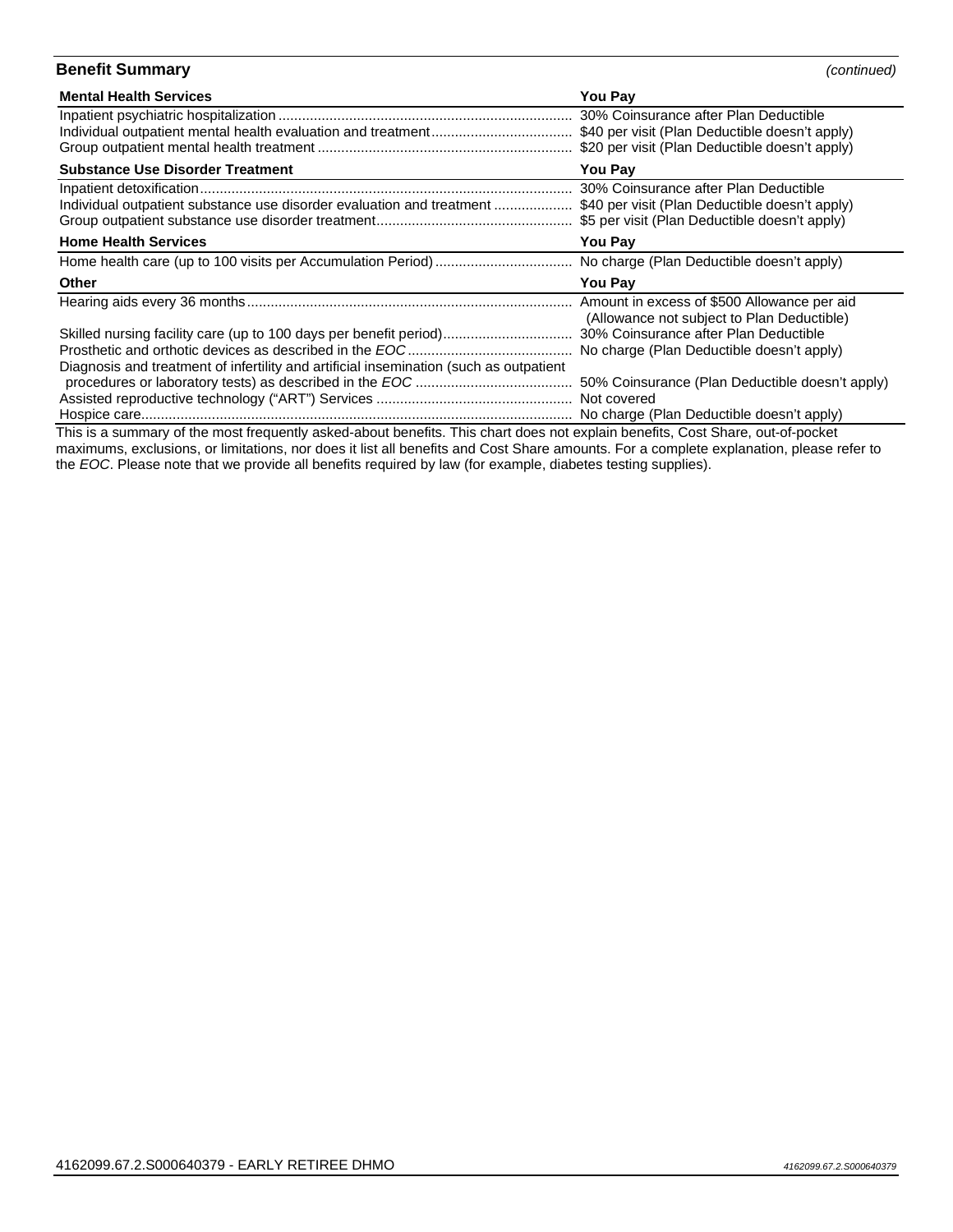## Benefit Summary *(continued)*

| Mental Health Services | You Pay |
|---|---|
| Inpatient psychiatric hospitalization | 30% Coinsurance after Plan Deductible |
| Individual outpatient mental health evaluation and treatment | $40 per visit (Plan Deductible doesn't apply) |
| Group outpatient mental health treatment | $20 per visit (Plan Deductible doesn't apply) |

| Substance Use Disorder Treatment | You Pay |
|---|---|
| Inpatient detoxification | 30% Coinsurance after Plan Deductible |
| Individual outpatient substance use disorder evaluation and treatment | $40 per visit (Plan Deductible doesn't apply) |
| Group outpatient substance use disorder treatment | $5 per visit (Plan Deductible doesn't apply) |

| Home Health Services | You Pay |
|---|---|
| Home health care (up to 100 visits per Accumulation Period) | No charge (Plan Deductible doesn't apply) |

| Other | You Pay |
|---|---|
| Hearing aids every 36 months | Amount in excess of $500 Allowance per aid (Allowance not subject to Plan Deductible) |
| Skilled nursing facility care (up to 100 days per benefit period) | 30% Coinsurance after Plan Deductible |
| Prosthetic and orthotic devices as described in the *EOC* | No charge (Plan Deductible doesn't apply) |
| Diagnosis and treatment of infertility and artificial insemination (such as outpatient procedures or laboratory tests) as described in the *EOC* | 50% Coinsurance (Plan Deductible doesn't apply) |
| Assisted reproductive technology ("ART") Services | Not covered |
| Hospice care | No charge (Plan Deductible doesn't apply) |

This is a summary of the most frequently asked-about benefits. This chart does not explain benefits, Cost Share, out-of-pocket maximums, exclusions, or limitations, nor does it list all benefits and Cost Share amounts. For a complete explanation, please refer to the *EOC*. Please note that we provide all benefits required by law (for example, diabetes testing supplies).